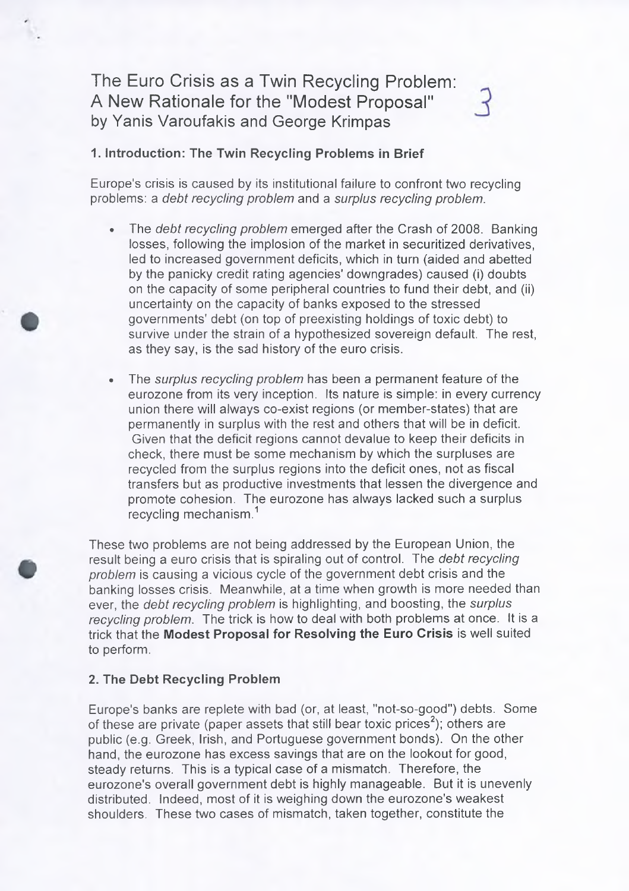# The Euro Crisis as a Twin Recycling Problem: A New Rationale for the "Modest Proposal"

by Yanis Varoufakis and George Krimpas

## 1. Introduction: The Twin Recycling Problems in Brief

Europe's crisis is caused by its institutional failure to confront two recycling problems: a *debt recycling problem* and a *surplus recycling problem*.

- The *debt recycling problem* emerged after the Crash of 2008. Banking losses, following the implosion of the market in securitized derivatives, led to increased government deficits, which in turn (aided and abetted by the panicky credit rating agencies' downgrades) caused (i) doubts on the capacity of some peripheral countries to fund their debt, and (ii) uncertainty on the capacity of banks exposed to the stressed governments' debt (on top of preexisting holdings of toxic debt) to survive under the strain of a hypothesized sovereign default. The rest, as they say, is the sad history of the euro crisis.
- The *surplus recycling problem* has been a permanent feature of the eurozone from its very inception. Its nature is simple: in every currency union there will always co-exist regions (or member-states) that are permanently in surplus with the rest and others that will be in deficit. Given that the deficit regions cannot devalue to keep their deficits in check, there must be some mechanism by which the surpluses are recycled from the surplus regions into the deficit ones, not as fiscal transfers but as productive investments that lessen the divergence and promote cohesion. The eurozone has always lacked such a surplus recycling mechanism.[1]

These two problems are not being addressed by the European Union, the result being a euro crisis that is spiraling out of control. The *debt recycling problem* is causing a vicious cycle of the government debt crisis and the banking losses crisis. Meanwhile, at a time when growth is more needed than ever, the *debt recycling problem* is highlighting, and boosting, the *surplus recycling problem*. The trick is how to deal with both problems at once. It is a trick that the **Modest Proposal for Resolving the Euro Crisis** is well suited to perform.

## 2. The Debt Recycling Problem

Europe's banks are replete with bad (or, at least, "not-so-good") debts. Some of these are private (paper assets that still bear toxic prices[2]); others are public (e.g. Greek, Irish, and Portuguese government bonds). On the other hand, the eurozone has excess savings that are on the lookout for good, steady returns. This is a typical case of a mismatch. Therefore, the eurozone's overall government debt is highly manageable. But it is unevenly distributed. Indeed, most of it is weighing down the eurozone's weakest shoulders. These two cases of mismatch, taken together, constitute the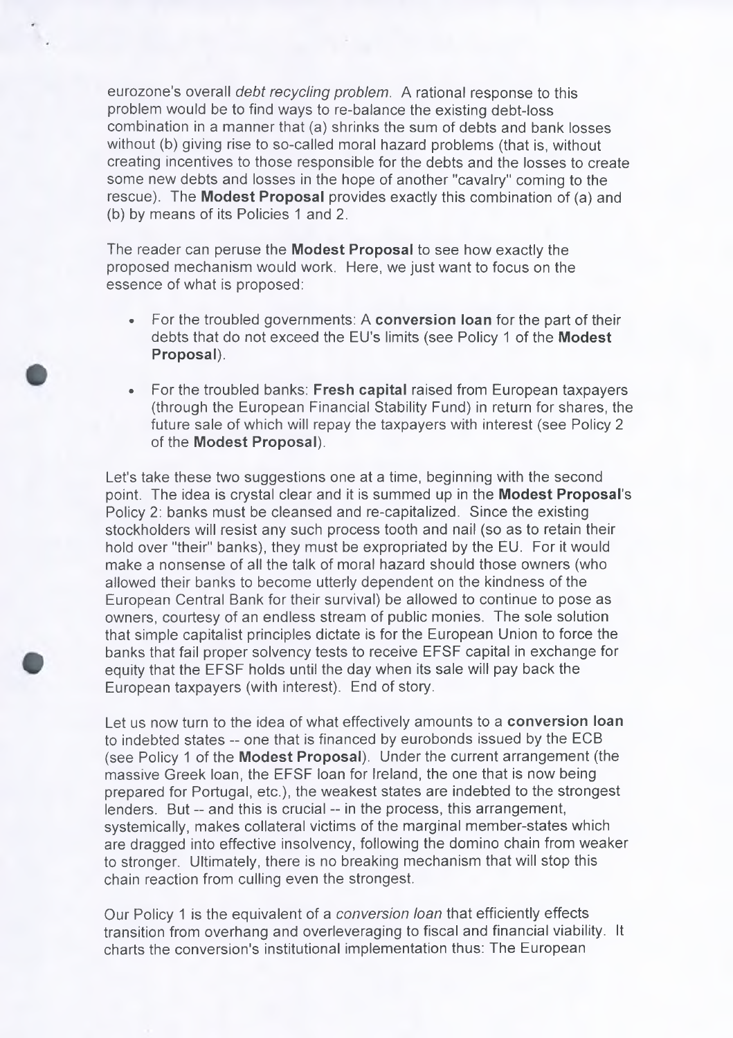eurozone's overall *debt recycling problem*. A rational response to this problem would be to find ways to re-balance the existing debt-loss combination in a manner that (a) shrinks the sum of debts and bank losses without (b) giving rise to so-called moral hazard problems (that is, without creating incentives to those responsible for the debts and the losses to create some new debts and losses in the hope of another "cavalry" coming to the rescue). The **Modest Proposal** provides exactly this combination of (a) and (b) by means of its Policies 1 and 2.

The reader can peruse the **Modest Proposal** to see how exactly the proposed mechanism would work. Here, we just want to focus on the essence of what is proposed:

- For the troubled governments: A **conversion loan** for the part of their debts that do not exceed the EU's limits (see Policy 1 of the **Modest Proposal**).
- For the troubled banks: **Fresh capital** raised from European taxpayers (through the European Financial Stability Fund) in return for shares, the future sale of which will repay the taxpayers with interest (see Policy 2 of the **Modest Proposal**).

Let's take these two suggestions one at a time, beginning with the second point. The idea is crystal clear and it is summed up in the **Modest Proposal**'s Policy 2: banks must be cleansed and re-capitalized. Since the existing stockholders will resist any such process tooth and nail (so as to retain their hold over "their" banks), they must be expropriated by the EU. For it would make a nonsense of all the talk of moral hazard should those owners (who allowed their banks to become utterly dependent on the kindness of the European Central Bank for their survival) be allowed to continue to pose as owners, courtesy of an endless stream of public monies. The sole solution that simple capitalist principles dictate is for the European Union to force the banks that fail proper solvency tests to receive EFSF capital in exchange for equity that the EFSF holds until the day when its sale will pay back the European taxpayers (with interest). End of story.

Let us now turn to the idea of what effectively amounts to a **conversion loan** to indebted states -- one that is financed by eurobonds issued by the ECB (see Policy 1 of the **Modest Proposal**). Under the current arrangement (the massive Greek loan, the EFSF loan for Ireland, the one that is now being prepared for Portugal, etc.), the weakest states are indebted to the strongest lenders. But -- and this is crucial -- in the process, this arrangement, systemically, makes collateral victims of the marginal member-states which are dragged into effective insolvency, following the domino chain from weaker to stronger. Ultimately, there is no breaking mechanism that will stop this chain reaction from culling even the strongest.

Our Policy 1 is the equivalent of a *conversion loan* that efficiently effects transition from overhang and overleveraging to fiscal and financial viability. It charts the conversion's institutional implementation thus: The European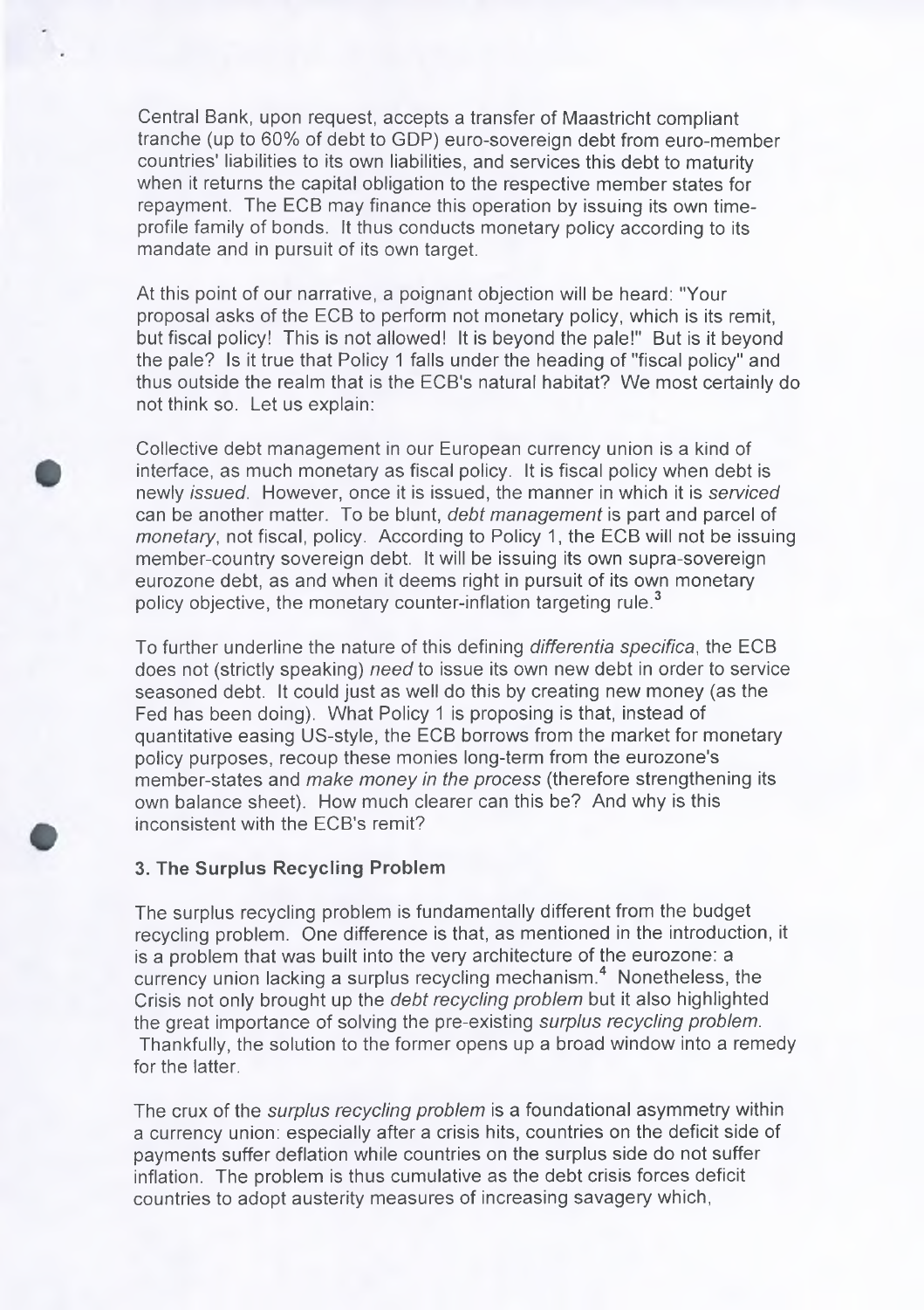Central Bank, upon request, accepts a transfer of Maastricht compliant tranche (up to 60% of debt to GDP) euro-sovereign debt from euro-member countries' liabilities to its own liabilities, and services this debt to maturity when it returns the capital obligation to the respective member states for repayment. The ECB may finance this operation by issuing its own time-profile family of bonds. It thus conducts monetary policy according to its mandate and in pursuit of its own target.

At this point of our narrative, a poignant objection will be heard: "Your proposal asks of the ECB to perform not monetary policy, which is its remit, but fiscal policy! This is not allowed! It is beyond the pale!" But is it beyond the pale? Is it true that Policy 1 falls under the heading of "fiscal policy" and thus outside the realm that is the ECB's natural habitat? We most certainly do not think so. Let us explain:

Collective debt management in our European currency union is a kind of interface, as much monetary as fiscal policy. It is fiscal policy when debt is newly *issued*. However, once it is issued, the manner in which it is *serviced* can be another matter. To be blunt, *debt management* is part and parcel of *monetary*, not fiscal, policy. According to Policy 1, the ECB will not be issuing member-country sovereign debt. It will be issuing its own supra-sovereign eurozone debt, as and when it deems right in pursuit of its own monetary policy objective, the monetary counter-inflation targeting rule.[3]

To further underline the nature of this defining *differentia specifica*, the ECB does not (strictly speaking) *need* to issue its own new debt in order to service seasoned debt. It could just as well do this by creating new money (as the Fed has been doing). What Policy 1 is proposing is that, instead of quantitative easing US-style, the ECB borrows from the market for monetary policy purposes, recoup these monies long-term from the eurozone's member-states and *make money in the process* (therefore strengthening its own balance sheet). How much clearer can this be? And why is this inconsistent with the ECB's remit?

### 3. The Surplus Recycling Problem

The surplus recycling problem is fundamentally different from the budget recycling problem. One difference is that, as mentioned in the introduction, it is a problem that was built into the very architecture of the eurozone: a currency union lacking a surplus recycling mechanism.[4] Nonetheless, the Crisis not only brought up the *debt recycling problem* but it also highlighted the great importance of solving the pre-existing *surplus recycling problem*. Thankfully, the solution to the former opens up a broad window into a remedy for the latter.

The crux of the *surplus recycling problem* is a foundational asymmetry within a currency union: especially after a crisis hits, countries on the deficit side of payments suffer deflation while countries on the surplus side do not suffer inflation. The problem is thus cumulative as the debt crisis forces deficit countries to adopt austerity measures of increasing savagery which,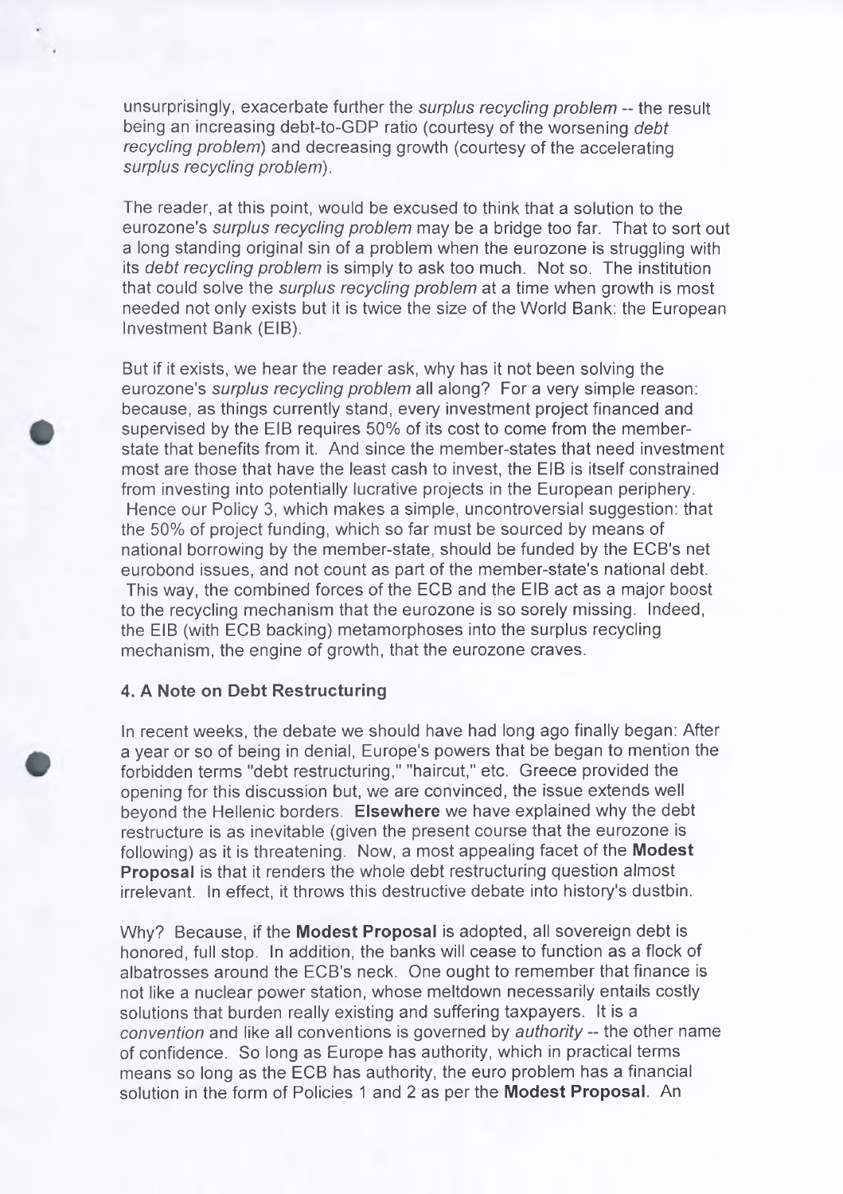unsurprisingly, exacerbate further the *surplus recycling problem* -- the result being an increasing debt-to-GDP ratio (courtesy of the worsening *debt recycling problem*) and decreasing growth (courtesy of the accelerating *surplus recycling problem*).

The reader, at this point, would be excused to think that a solution to the eurozone's *surplus recycling problem* may be a bridge too far. That to sort out a long standing original sin of a problem when the eurozone is struggling with its *debt recycling problem* is simply to ask too much. Not so. The institution that could solve the *surplus recycling problem* at a time when growth is most needed not only exists but it is twice the size of the World Bank: the European Investment Bank (EIB).

But if it exists, we hear the reader ask, why has it not been solving the eurozone's *surplus recycling problem* all along? For a very simple reason: because, as things currently stand, every investment project financed and supervised by the EIB requires 50% of its cost to come from the member-state that benefits from it. And since the member-states that need investment most are those that have the least cash to invest, the EIB is itself constrained from investing into potentially lucrative projects in the European periphery. Hence our Policy 3, which makes a simple, uncontroversial suggestion: that the 50% of project funding, which so far must be sourced by means of national borrowing by the member-state, should be funded by the ECB's net eurobond issues, and not count as part of the member-state's national debt. This way, the combined forces of the ECB and the EIB act as a major boost to the recycling mechanism that the eurozone is so sorely missing. Indeed, the EIB (with ECB backing) metamorphoses into the surplus recycling mechanism, the engine of growth, that the eurozone craves.

### 4. A Note on Debt Restructuring

In recent weeks, the debate we should have had long ago finally began: After a year or so of being in denial, Europe's powers that be began to mention the forbidden terms "debt restructuring," "haircut," etc. Greece provided the opening for this discussion but, we are convinced, the issue extends well beyond the Hellenic borders. **Elsewhere** we have explained why the debt restructure is as inevitable (given the present course that the eurozone is following) as it is threatening. Now, a most appealing facet of the **Modest Proposal** is that it renders the whole debt restructuring question almost irrelevant. In effect, it throws this destructive debate into history's dustbin.

Why? Because, if the **Modest Proposal** is adopted, all sovereign debt is honored, full stop. In addition, the banks will cease to function as a flock of albatrosses around the ECB's neck. One ought to remember that finance is not like a nuclear power station, whose meltdown necessarily entails costly solutions that burden really existing and suffering taxpayers. It is a *convention* and like all conventions is governed by *authority* -- the other name of confidence. So long as Europe has authority, which in practical terms means so long as the ECB has authority, the euro problem has a financial solution in the form of Policies 1 and 2 as per the **Modest Proposal**. An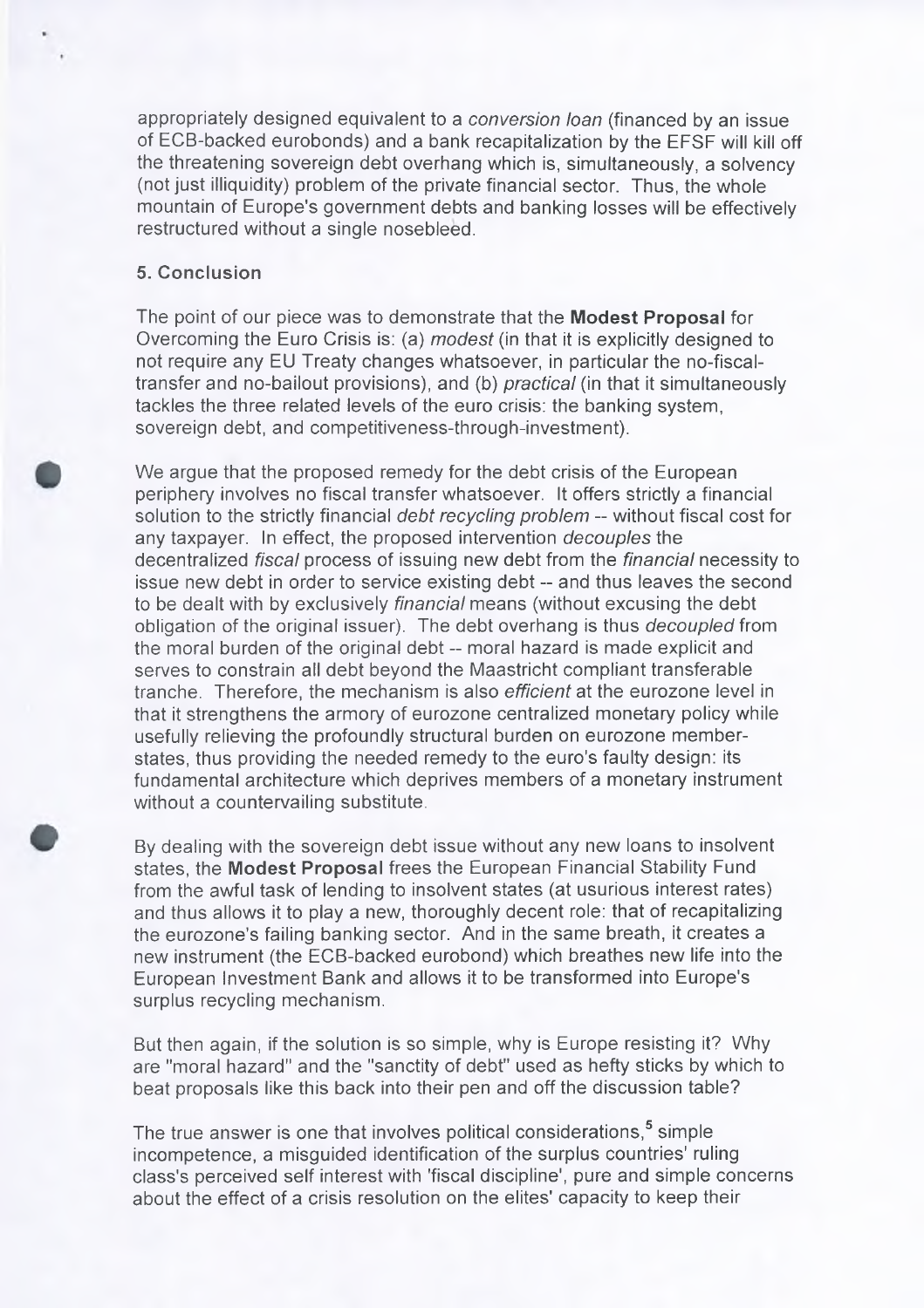appropriately designed equivalent to a *conversion loan* (financed by an issue of ECB-backed eurobonds) and a bank recapitalization by the EFSF will kill off the threatening sovereign debt overhang which is, simultaneously, a solvency (not just illiquidity) problem of the private financial sector. Thus, the whole mountain of Europe's government debts and banking losses will be effectively restructured without a single nosebleed.

**5. Conclusion**

The point of our piece was to demonstrate that the **Modest Proposal** for Overcoming the Euro Crisis is: (a) *modest* (in that it is explicitly designed to not require any EU Treaty changes whatsoever, in particular the no-fiscal-transfer and no-bailout provisions), and (b) *practical* (in that it simultaneously tackles the three related levels of the euro crisis: the banking system, sovereign debt, and competitiveness-through-investment).

We argue that the proposed remedy for the debt crisis of the European periphery involves no fiscal transfer whatsoever. It offers strictly a financial solution to the strictly financial *debt recycling problem* -- without fiscal cost for any taxpayer. In effect, the proposed intervention *decouples* the decentralized *fiscal* process of issuing new debt from the *financial* necessity to issue new debt in order to service existing debt -- and thus leaves the second to be dealt with by exclusively *financial* means (without excusing the debt obligation of the original issuer). The debt overhang is thus *decoupled* from the moral burden of the original debt -- moral hazard is made explicit and serves to constrain all debt beyond the Maastricht compliant transferable tranche. Therefore, the mechanism is also *efficient* at the eurozone level in that it strengthens the armory of eurozone centralized monetary policy while usefully relieving the profoundly structural burden on eurozone member-states, thus providing the needed remedy to the euro's faulty design: its fundamental architecture which deprives members of a monetary instrument without a countervailing substitute.

By dealing with the sovereign debt issue without any new loans to insolvent states, the **Modest Proposal** frees the European Financial Stability Fund from the awful task of lending to insolvent states (at usurious interest rates) and thus allows it to play a new, thoroughly decent role: that of recapitalizing the eurozone's failing banking sector. And in the same breath, it creates a new instrument (the ECB-backed eurobond) which breathes new life into the European Investment Bank and allows it to be transformed into Europe's surplus recycling mechanism.

But then again, if the solution is so simple, why is Europe resisting it? Why are "moral hazard" and the "sanctity of debt" used as hefty sticks by which to beat proposals like this back into their pen and off the discussion table?

The true answer is one that involves political considerations,[5] simple incompetence, a misguided identification of the surplus countries' ruling class's perceived self interest with 'fiscal discipline', pure and simple concerns about the effect of a crisis resolution on the elites' capacity to keep their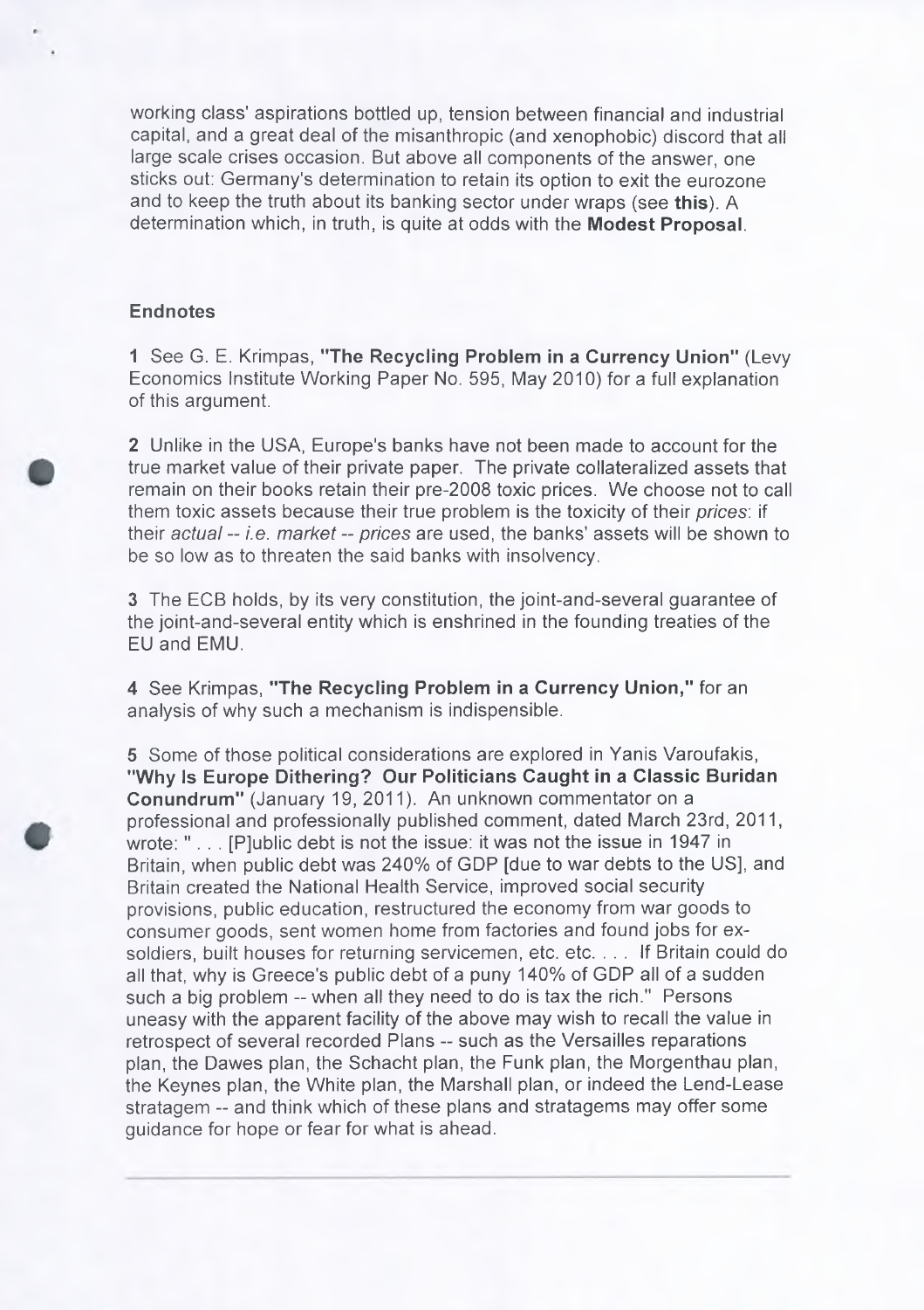working class' aspirations bottled up, tension between financial and industrial capital, and a great deal of the misanthropic (and xenophobic) discord that all large scale crises occasion. But above all components of the answer, one sticks out: Germany's determination to retain its option to exit the eurozone and to keep the truth about its banking sector under wraps (see **this**). A determination which, in truth, is quite at odds with the **Modest Proposal**.

### Endnotes

**1** See G. E. Krimpas, **"The Recycling Problem in a Currency Union"** (Levy Economics Institute Working Paper No. 595, May 2010) for a full explanation of this argument.

**2** Unlike in the USA, Europe's banks have not been made to account for the true market value of their private paper. The private collateralized assets that remain on their books retain their pre-2008 toxic prices. We choose not to call them toxic assets because their true problem is the toxicity of their *prices*: if their *actual -- i.e. market -- prices* are used, the banks' assets will be shown to be so low as to threaten the said banks with insolvency.

**3** The ECB holds, by its very constitution, the joint-and-several guarantee of the joint-and-several entity which is enshrined in the founding treaties of the EU and EMU.

**4** See Krimpas, **"The Recycling Problem in a Currency Union,"** for an analysis of why such a mechanism is indispensible.

**5** Some of those political considerations are explored in Yanis Varoufakis, **"Why Is Europe Dithering? Our Politicians Caught in a Classic Buridan Conundrum"** (January 19, 2011). An unknown commentator on a professional and professionally published comment, dated March 23rd, 2011, wrote: " . . . [P]ublic debt is not the issue: it was not the issue in 1947 in Britain, when public debt was 240% of GDP [due to war debts to the US], and Britain created the National Health Service, improved social security provisions, public education, restructured the economy from war goods to consumer goods, sent women home from factories and found jobs for ex-soldiers, built houses for returning servicemen, etc. etc. . . . If Britain could do all that, why is Greece's public debt of a puny 140% of GDP all of a sudden such a big problem -- when all they need to do is tax the rich." Persons uneasy with the apparent facility of the above may wish to recall the value in retrospect of several recorded Plans -- such as the Versailles reparations plan, the Dawes plan, the Schacht plan, the Funk plan, the Morgenthau plan, the Keynes plan, the White plan, the Marshall plan, or indeed the Lend-Lease stratagem -- and think which of these plans and stratagems may offer some guidance for hope or fear for what is ahead.